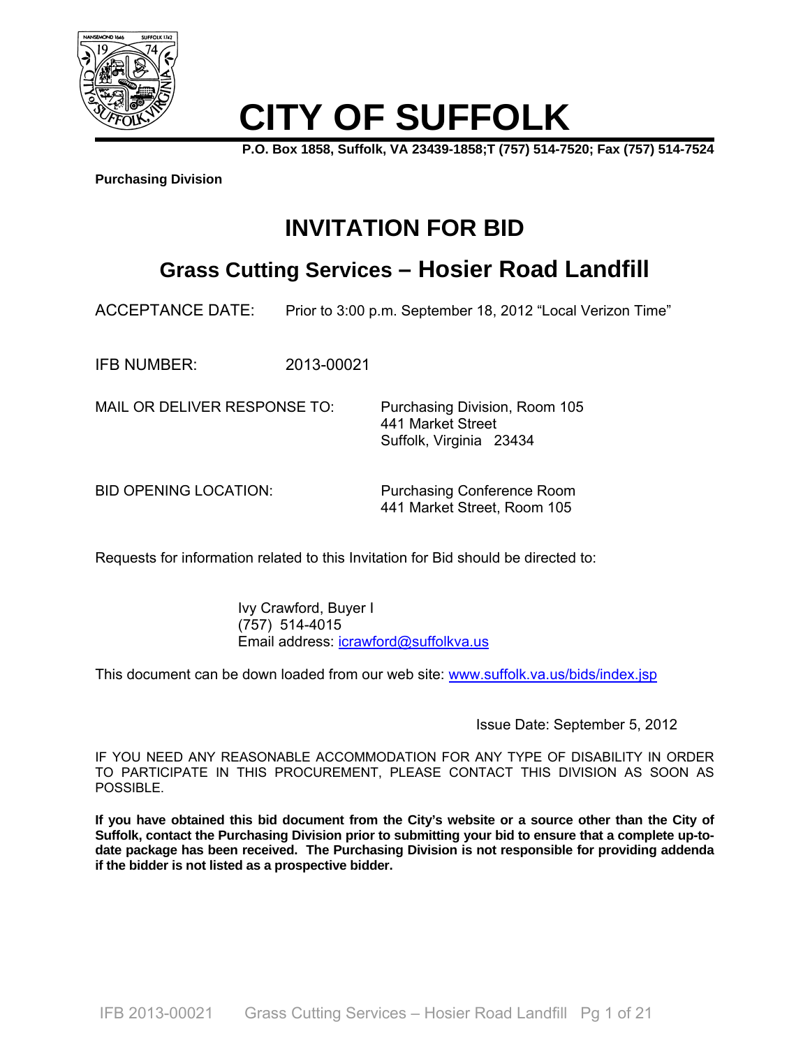# CITY OF SUFFOLK

**P.O. Box 1858, Suffolk, VA 23439-1858;T (757) 514-7520; Fax (757) 514-7524**

**Purchasing Division**

## INVITATION FOR BID

## Grass Cutting Services – Hosier Road Landfill

ACCEPTANCE DATE: Prior to 3:00 p.m. September 18, 2012 "Local Verizon Time"

IFB NUMBER: 2013-00021

MAIL OR DELIVER RESPONSE TO: Purchasing Division, Room 105
441 Market Street
Suffolk, Virginia 23434

BID OPENING LOCATION: Purchasing Conference Room
441 Market Street, Room 105

Requests for information related to this Invitation for Bid should be directed to:

Ivy Crawford, Buyer I
(757) 514-4015
Email address: icrawford@suffolkva.us

This document can be down loaded from our web site: www.suffolk.va.us/bids/index.jsp

Issue Date: September 5, 2012

IF YOU NEED ANY REASONABLE ACCOMMODATION FOR ANY TYPE OF DISABILITY IN ORDER TO PARTICIPATE IN THIS PROCUREMENT, PLEASE CONTACT THIS DIVISION AS SOON AS POSSIBLE.

**If you have obtained this bid document from the City's website or a source other than the City of Suffolk, contact the Purchasing Division prior to submitting your bid to ensure that a complete up-to-date package has been received. The Purchasing Division is not responsible for providing addenda if the bidder is not listed as a prospective bidder.**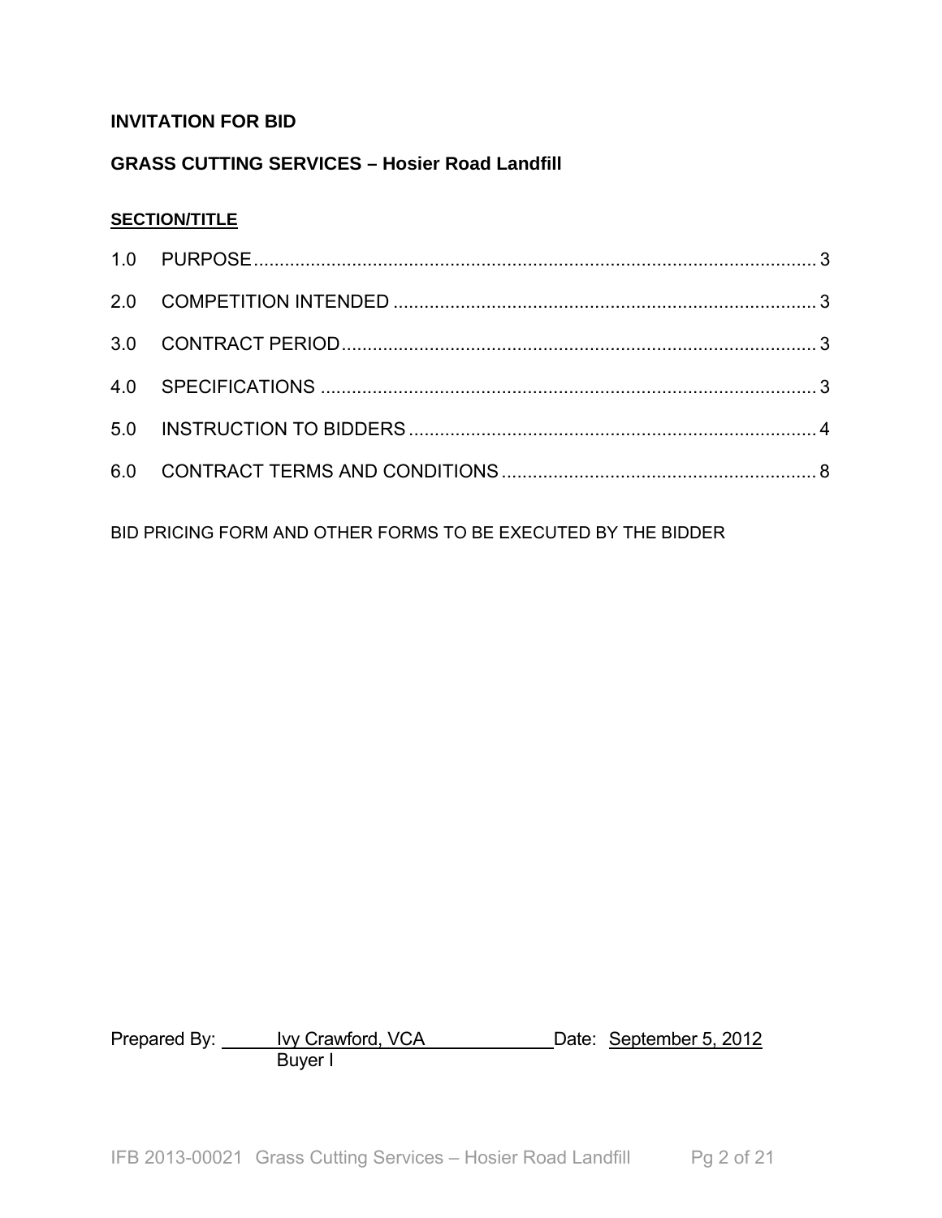**INVITATION FOR BID**

**GRASS CUTTING SERVICES – Hosier Road Landfill**

**SECTION/TITLE**

| | | |
|---|---|---|
| 1.0 | PURPOSE | 3 |
| 2.0 | COMPETITION INTENDED | 3 |
| 3.0 | CONTRACT PERIOD | 3 |
| 4.0 | SPECIFICATIONS | 3 |
| 5.0 | INSTRUCTION TO BIDDERS | 4 |
| 6.0 | CONTRACT TERMS AND CONDITIONS | 8 |

BID PRICING FORM AND OTHER FORMS TO BE EXECUTED BY THE BIDDER

Prepared By: Ivy Crawford, VCA Date: September 5, 2012
Buyer I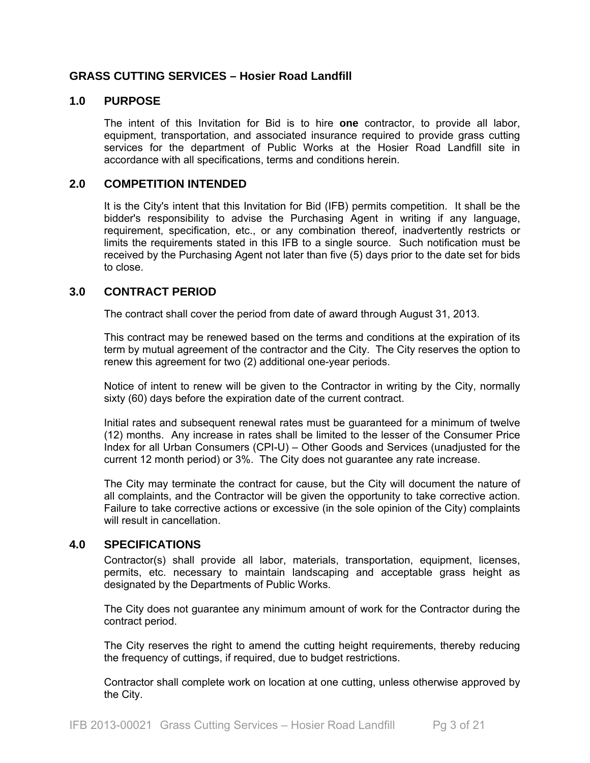## GRASS CUTTING SERVICES – Hosier Road Landfill

## 1.0 PURPOSE

The intent of this Invitation for Bid is to hire **one** contractor, to provide all labor, equipment, transportation, and associated insurance required to provide grass cutting services for the department of Public Works at the Hosier Road Landfill site in accordance with all specifications, terms and conditions herein.

## 2.0 COMPETITION INTENDED

It is the City's intent that this Invitation for Bid (IFB) permits competition. It shall be the bidder's responsibility to advise the Purchasing Agent in writing if any language, requirement, specification, etc., or any combination thereof, inadvertently restricts or limits the requirements stated in this IFB to a single source. Such notification must be received by the Purchasing Agent not later than five (5) days prior to the date set for bids to close.

## 3.0 CONTRACT PERIOD

The contract shall cover the period from date of award through August 31, 2013.

This contract may be renewed based on the terms and conditions at the expiration of its term by mutual agreement of the contractor and the City. The City reserves the option to renew this agreement for two (2) additional one-year periods.

Notice of intent to renew will be given to the Contractor in writing by the City, normally sixty (60) days before the expiration date of the current contract.

Initial rates and subsequent renewal rates must be guaranteed for a minimum of twelve (12) months. Any increase in rates shall be limited to the lesser of the Consumer Price Index for all Urban Consumers (CPI-U) – Other Goods and Services (unadjusted for the current 12 month period) or 3%. The City does not guarantee any rate increase.

The City may terminate the contract for cause, but the City will document the nature of all complaints, and the Contractor will be given the opportunity to take corrective action. Failure to take corrective actions or excessive (in the sole opinion of the City) complaints will result in cancellation.

## 4.0 SPECIFICATIONS

Contractor(s) shall provide all labor, materials, transportation, equipment, licenses, permits, etc. necessary to maintain landscaping and acceptable grass height as designated by the Departments of Public Works.

The City does not guarantee any minimum amount of work for the Contractor during the contract period.

The City reserves the right to amend the cutting height requirements, thereby reducing the frequency of cuttings, if required, due to budget restrictions.

Contractor shall complete work on location at one cutting, unless otherwise approved by the City.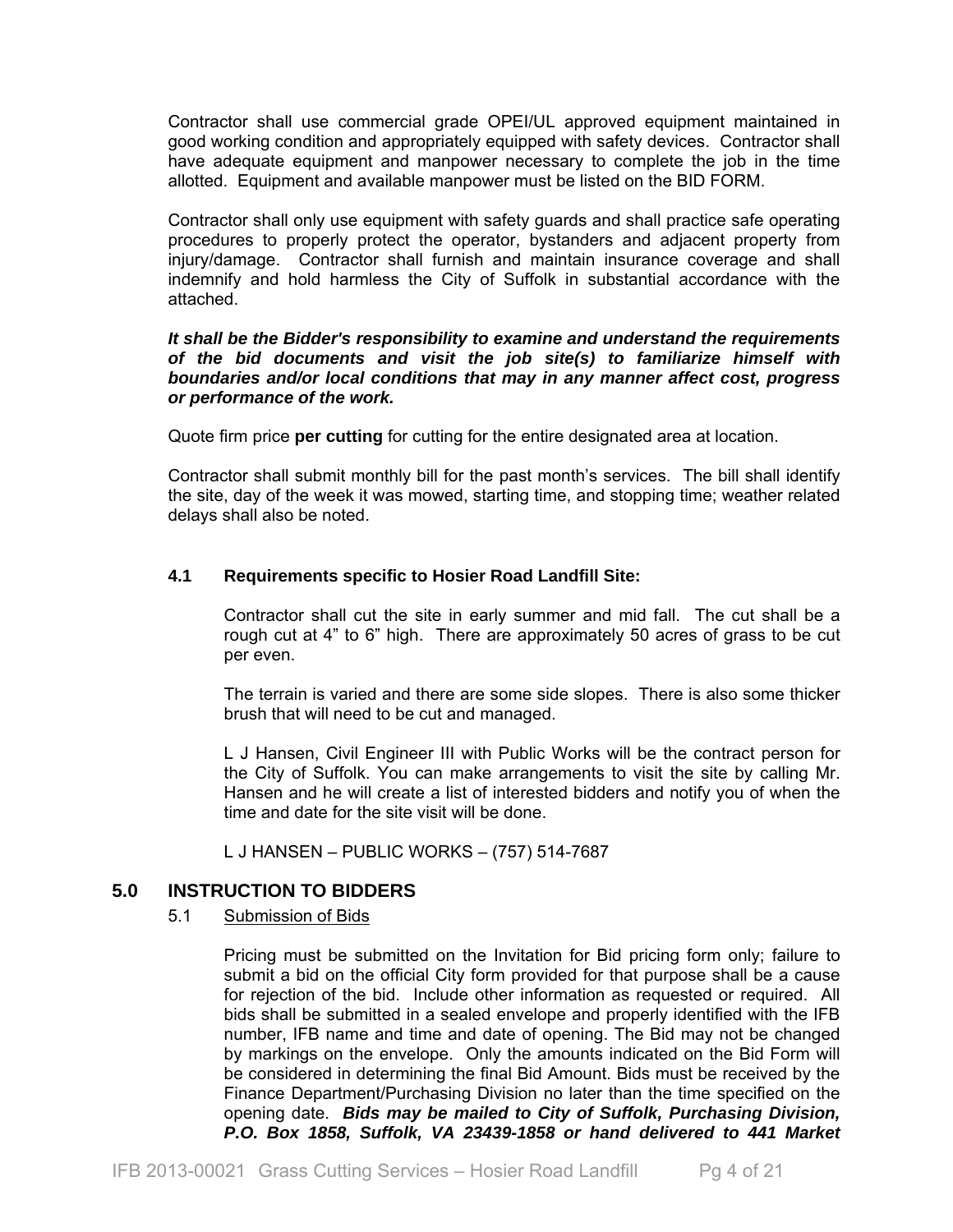Contractor shall use commercial grade OPEI/UL approved equipment maintained in good working condition and appropriately equipped with safety devices. Contractor shall have adequate equipment and manpower necessary to complete the job in the time allotted. Equipment and available manpower must be listed on the BID FORM.

Contractor shall only use equipment with safety guards and shall practice safe operating procedures to properly protect the operator, bystanders and adjacent property from injury/damage. Contractor shall furnish and maintain insurance coverage and shall indemnify and hold harmless the City of Suffolk in substantial accordance with the attached.

***It shall be the Bidder's responsibility to examine and understand the requirements of the bid documents and visit the job site(s) to familiarize himself with boundaries and/or local conditions that may in any manner affect cost, progress or performance of the work.***

Quote firm price **per cutting** for cutting for the entire designated area at location.

Contractor shall submit monthly bill for the past month's services. The bill shall identify the site, day of the week it was mowed, starting time, and stopping time; weather related delays shall also be noted.

### 4.1 Requirements specific to Hosier Road Landfill Site:

Contractor shall cut the site in early summer and mid fall. The cut shall be a rough cut at 4" to 6" high. There are approximately 50 acres of grass to be cut per even.

The terrain is varied and there are some side slopes. There is also some thicker brush that will need to be cut and managed.

L J Hansen, Civil Engineer III with Public Works will be the contract person for the City of Suffolk. You can make arrangements to visit the site by calling Mr. Hansen and he will create a list of interested bidders and notify you of when the time and date for the site visit will be done.

L J HANSEN – PUBLIC WORKS – (757) 514-7687

## 5.0 INSTRUCTION TO BIDDERS

5.1 Submission of Bids

Pricing must be submitted on the Invitation for Bid pricing form only; failure to submit a bid on the official City form provided for that purpose shall be a cause for rejection of the bid. Include other information as requested or required. All bids shall be submitted in a sealed envelope and properly identified with the IFB number, IFB name and time and date of opening. The Bid may not be changed by markings on the envelope. Only the amounts indicated on the Bid Form will be considered in determining the final Bid Amount. Bids must be received by the Finance Department/Purchasing Division no later than the time specified on the opening date. ***Bids may be mailed to City of Suffolk, Purchasing Division, P.O. Box 1858, Suffolk, VA 23439-1858 or hand delivered to 441 Market***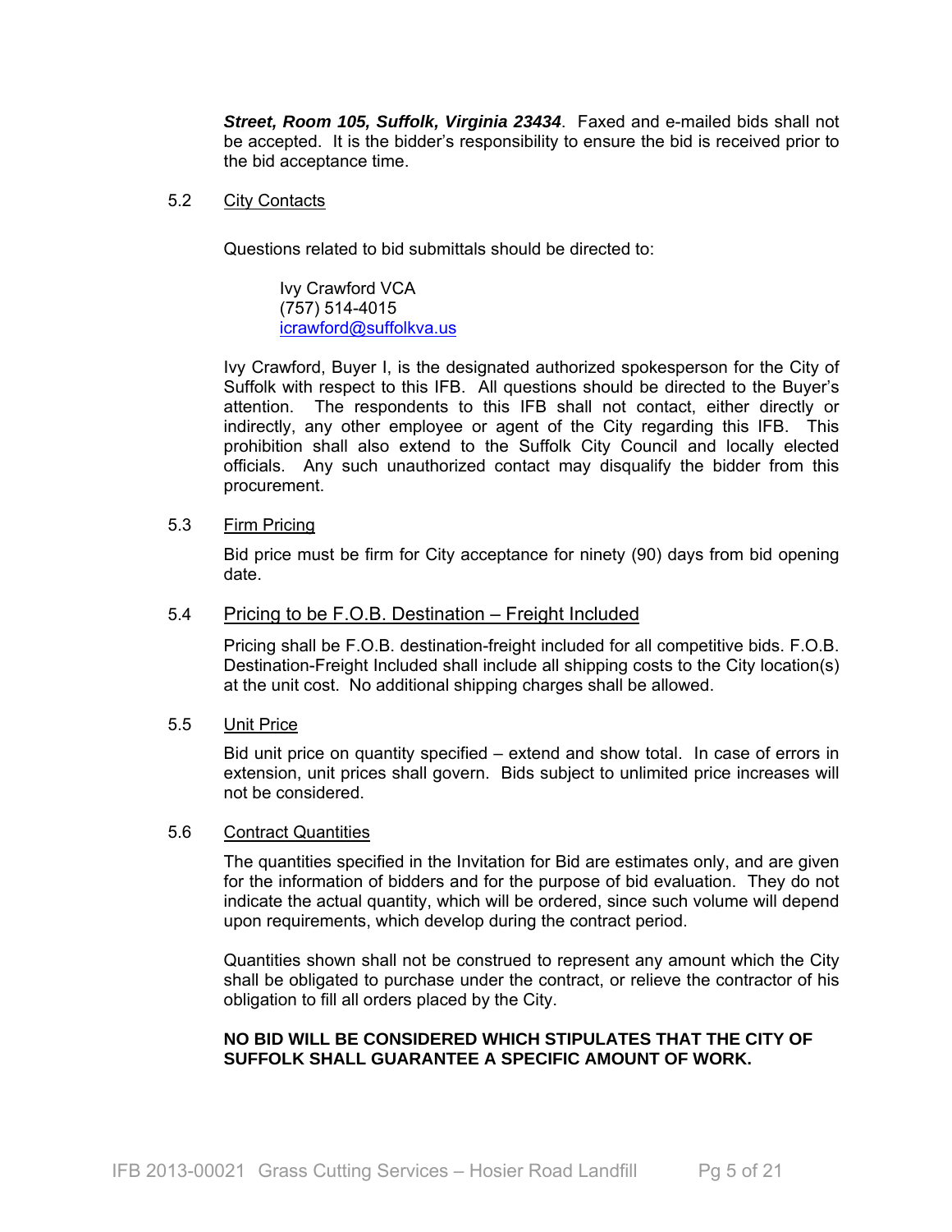***Street, Room 105, Suffolk, Virginia 23434***. Faxed and e-mailed bids shall not be accepted. It is the bidder's responsibility to ensure the bid is received prior to the bid acceptance time.

5.2 City Contacts

Questions related to bid submittals should be directed to:

> Ivy Crawford VCA
> (757) 514-4015
> icrawford@suffolkva.us

Ivy Crawford, Buyer I, is the designated authorized spokesperson for the City of Suffolk with respect to this IFB. All questions should be directed to the Buyer's attention. The respondents to this IFB shall not contact, either directly or indirectly, any other employee or agent of the City regarding this IFB. This prohibition shall also extend to the Suffolk City Council and locally elected officials. Any such unauthorized contact may disqualify the bidder from this procurement.

5.3 Firm Pricing

Bid price must be firm for City acceptance for ninety (90) days from bid opening date.

5.4 Pricing to be F.O.B. Destination – Freight Included

Pricing shall be F.O.B. destination-freight included for all competitive bids. F.O.B. Destination-Freight Included shall include all shipping costs to the City location(s) at the unit cost. No additional shipping charges shall be allowed.

5.5 Unit Price

Bid unit price on quantity specified – extend and show total. In case of errors in extension, unit prices shall govern. Bids subject to unlimited price increases will not be considered.

5.6 Contract Quantities

The quantities specified in the Invitation for Bid are estimates only, and are given for the information of bidders and for the purpose of bid evaluation. They do not indicate the actual quantity, which will be ordered, since such volume will depend upon requirements, which develop during the contract period.

Quantities shown shall not be construed to represent any amount which the City shall be obligated to purchase under the contract, or relieve the contractor of his obligation to fill all orders placed by the City.

**NO BID WILL BE CONSIDERED WHICH STIPULATES THAT THE CITY OF SUFFOLK SHALL GUARANTEE A SPECIFIC AMOUNT OF WORK.**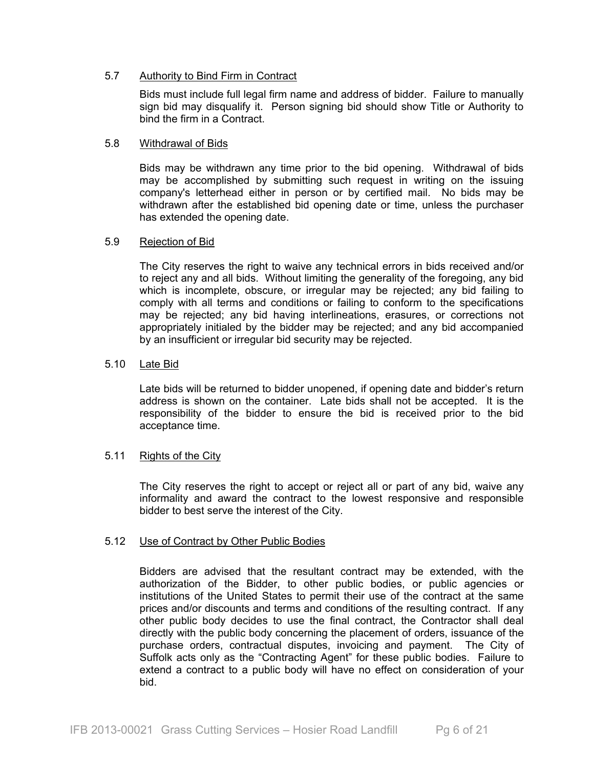### 5.7 Authority to Bind Firm in Contract

Bids must include full legal firm name and address of bidder. Failure to manually sign bid may disqualify it. Person signing bid should show Title or Authority to bind the firm in a Contract.

### 5.8 Withdrawal of Bids

Bids may be withdrawn any time prior to the bid opening. Withdrawal of bids may be accomplished by submitting such request in writing on the issuing company's letterhead either in person or by certified mail. No bids may be withdrawn after the established bid opening date or time, unless the purchaser has extended the opening date.

### 5.9 Rejection of Bid

The City reserves the right to waive any technical errors in bids received and/or to reject any and all bids. Without limiting the generality of the foregoing, any bid which is incomplete, obscure, or irregular may be rejected; any bid failing to comply with all terms and conditions or failing to conform to the specifications may be rejected; any bid having interlineations, erasures, or corrections not appropriately initialed by the bidder may be rejected; and any bid accompanied by an insufficient or irregular bid security may be rejected.

### 5.10 Late Bid

Late bids will be returned to bidder unopened, if opening date and bidder's return address is shown on the container. Late bids shall not be accepted. It is the responsibility of the bidder to ensure the bid is received prior to the bid acceptance time.

### 5.11 Rights of the City

The City reserves the right to accept or reject all or part of any bid, waive any informality and award the contract to the lowest responsive and responsible bidder to best serve the interest of the City.

### 5.12 Use of Contract by Other Public Bodies

Bidders are advised that the resultant contract may be extended, with the authorization of the Bidder, to other public bodies, or public agencies or institutions of the United States to permit their use of the contract at the same prices and/or discounts and terms and conditions of the resulting contract. If any other public body decides to use the final contract, the Contractor shall deal directly with the public body concerning the placement of orders, issuance of the purchase orders, contractual disputes, invoicing and payment. The City of Suffolk acts only as the "Contracting Agent" for these public bodies. Failure to extend a contract to a public body will have no effect on consideration of your bid.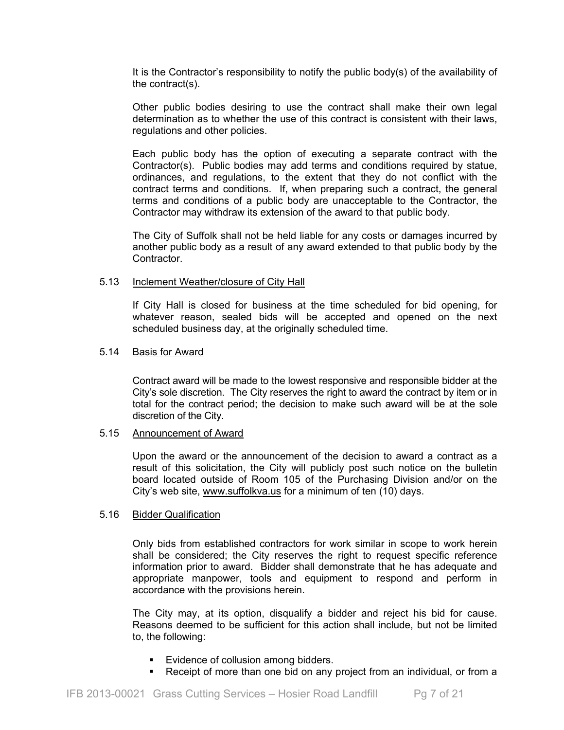It is the Contractor's responsibility to notify the public body(s) of the availability of the contract(s).

Other public bodies desiring to use the contract shall make their own legal determination as to whether the use of this contract is consistent with their laws, regulations and other policies.

Each public body has the option of executing a separate contract with the Contractor(s). Public bodies may add terms and conditions required by statue, ordinances, and regulations, to the extent that they do not conflict with the contract terms and conditions. If, when preparing such a contract, the general terms and conditions of a public body are unacceptable to the Contractor, the Contractor may withdraw its extension of the award to that public body.

The City of Suffolk shall not be held liable for any costs or damages incurred by another public body as a result of any award extended to that public body by the Contractor.

5.13 Inclement Weather/closure of City Hall

If City Hall is closed for business at the time scheduled for bid opening, for whatever reason, sealed bids will be accepted and opened on the next scheduled business day, at the originally scheduled time.

5.14 Basis for Award

Contract award will be made to the lowest responsive and responsible bidder at the City's sole discretion. The City reserves the right to award the contract by item or in total for the contract period; the decision to make such award will be at the sole discretion of the City.

5.15 Announcement of Award

Upon the award or the announcement of the decision to award a contract as a result of this solicitation, the City will publicly post such notice on the bulletin board located outside of Room 105 of the Purchasing Division and/or on the City's web site, www.suffolkva.us for a minimum of ten (10) days.

5.16 Bidder Qualification

Only bids from established contractors for work similar in scope to work herein shall be considered; the City reserves the right to request specific reference information prior to award. Bidder shall demonstrate that he has adequate and appropriate manpower, tools and equipment to respond and perform in accordance with the provisions herein.

The City may, at its option, disqualify a bidder and reject his bid for cause. Reasons deemed to be sufficient for this action shall include, but not be limited to, the following:

- Evidence of collusion among bidders.
- Receipt of more than one bid on any project from an individual, or from a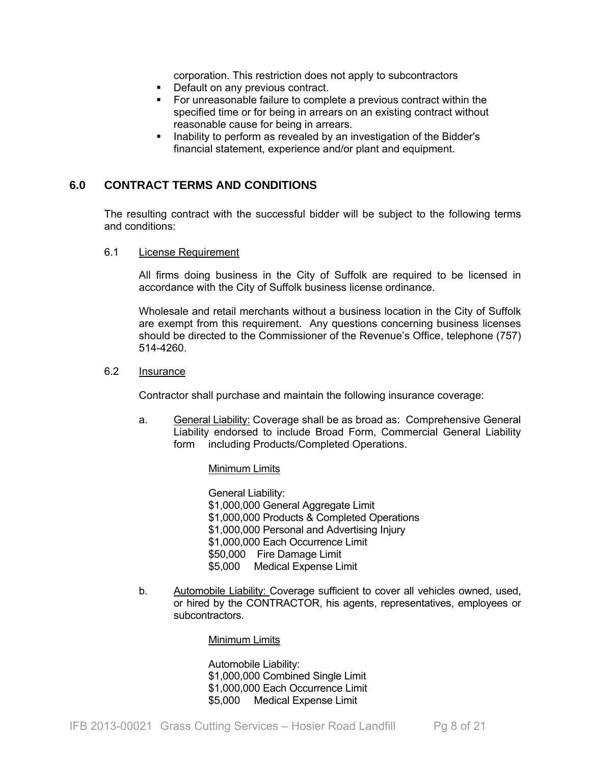corporation. This restriction does not apply to subcontractors

- Default on any previous contract.
- For unreasonable failure to complete a previous contract within the specified time or for being in arrears on an existing contract without reasonable cause for being in arrears.
- Inability to perform as revealed by an investigation of the Bidder's financial statement, experience and/or plant and equipment.

## 6.0 CONTRACT TERMS AND CONDITIONS

The resulting contract with the successful bidder will be subject to the following terms and conditions:

### 6.1 License Requirement

All firms doing business in the City of Suffolk are required to be licensed in accordance with the City of Suffolk business license ordinance.

Wholesale and retail merchants without a business location in the City of Suffolk are exempt from this requirement. Any questions concerning business licenses should be directed to the Commissioner of the Revenue's Office, telephone (757) 514-4260.

### 6.2 Insurance

Contractor shall purchase and maintain the following insurance coverage:

a. General Liability: Coverage shall be as broad as: Comprehensive General Liability endorsed to include Broad Form, Commercial General Liability form including Products/Completed Operations.

Minimum Limits

General Liability:
$1,000,000 General Aggregate Limit
$1,000,000 Products & Completed Operations
$1,000,000 Personal and Advertising Injury
$1,000,000 Each Occurrence Limit
$50,000 Fire Damage Limit
$5,000 Medical Expense Limit

b. Automobile Liability: Coverage sufficient to cover all vehicles owned, used, or hired by the CONTRACTOR, his agents, representatives, employees or subcontractors.

Minimum Limits

Automobile Liability:
$1,000,000 Combined Single Limit
$1,000,000 Each Occurrence Limit
$5,000 Medical Expense Limit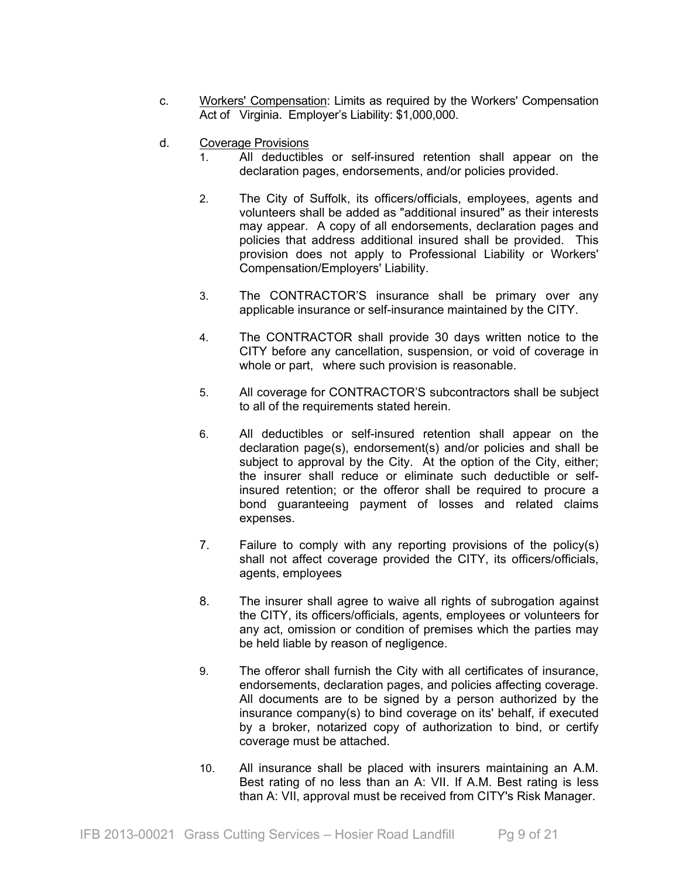c. <u>Workers' Compensation</u>: Limits as required by the Workers' Compensation Act of Virginia. Employer's Liability: $1,000,000.

d. <u>Coverage Provisions</u>

1. All deductibles or self-insured retention shall appear on the declaration pages, endorsements, and/or policies provided.

2. The City of Suffolk, its officers/officials, employees, agents and volunteers shall be added as "additional insured" as their interests may appear. A copy of all endorsements, declaration pages and policies that address additional insured shall be provided. This provision does not apply to Professional Liability or Workers' Compensation/Employers' Liability.

3. The CONTRACTOR'S insurance shall be primary over any applicable insurance or self-insurance maintained by the CITY.

4. The CONTRACTOR shall provide 30 days written notice to the CITY before any cancellation, suspension, or void of coverage in whole or part, where such provision is reasonable.

5. All coverage for CONTRACTOR'S subcontractors shall be subject to all of the requirements stated herein.

6. All deductibles or self-insured retention shall appear on the declaration page(s), endorsement(s) and/or policies and shall be subject to approval by the City. At the option of the City, either; the insurer shall reduce or eliminate such deductible or self-insured retention; or the offeror shall be required to procure a bond guaranteeing payment of losses and related claims expenses.

7. Failure to comply with any reporting provisions of the policy(s) shall not affect coverage provided the CITY, its officers/officials, agents, employees

8. The insurer shall agree to waive all rights of subrogation against the CITY, its officers/officials, agents, employees or volunteers for any act, omission or condition of premises which the parties may be held liable by reason of negligence.

9. The offeror shall furnish the City with all certificates of insurance, endorsements, declaration pages, and policies affecting coverage. All documents are to be signed by a person authorized by the insurance company(s) to bind coverage on its' behalf, if executed by a broker, notarized copy of authorization to bind, or certify coverage must be attached.

10. All insurance shall be placed with insurers maintaining an A.M. Best rating of no less than an A: VII. If A.M. Best rating is less than A: VII, approval must be received from CITY's Risk Manager.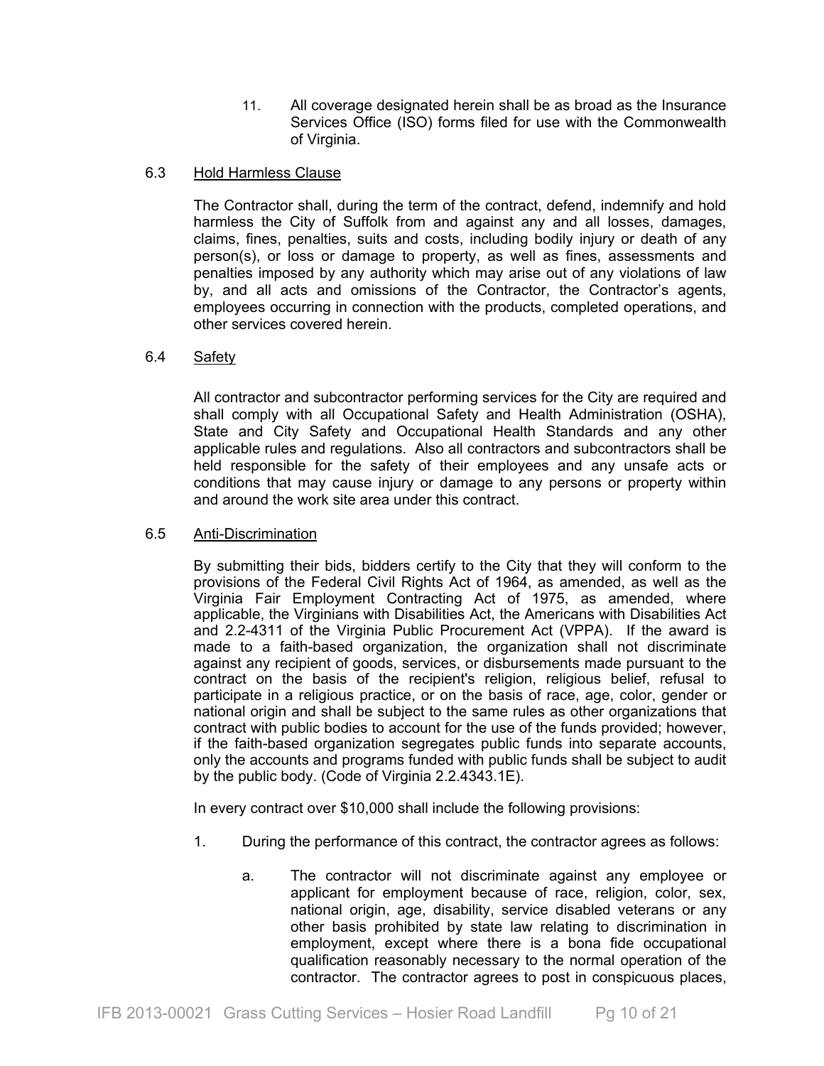11. All coverage designated herein shall be as broad as the Insurance Services Office (ISO) forms filed for use with the Commonwealth of Virginia.

### 6.3 Hold Harmless Clause

The Contractor shall, during the term of the contract, defend, indemnify and hold harmless the City of Suffolk from and against any and all losses, damages, claims, fines, penalties, suits and costs, including bodily injury or death of any person(s), or loss or damage to property, as well as fines, assessments and penalties imposed by any authority which may arise out of any violations of law by, and all acts and omissions of the Contractor, the Contractor's agents, employees occurring in connection with the products, completed operations, and other services covered herein.

### 6.4 Safety

All contractor and subcontractor performing services for the City are required and shall comply with all Occupational Safety and Health Administration (OSHA), State and City Safety and Occupational Health Standards and any other applicable rules and regulations. Also all contractors and subcontractors shall be held responsible for the safety of their employees and any unsafe acts or conditions that may cause injury or damage to any persons or property within and around the work site area under this contract.

### 6.5 Anti-Discrimination

By submitting their bids, bidders certify to the City that they will conform to the provisions of the Federal Civil Rights Act of 1964, as amended, as well as the Virginia Fair Employment Contracting Act of 1975, as amended, where applicable, the Virginians with Disabilities Act, the Americans with Disabilities Act and 2.2-4311 of the Virginia Public Procurement Act (VPPA). If the award is made to a faith-based organization, the organization shall not discriminate against any recipient of goods, services, or disbursements made pursuant to the contract on the basis of the recipient's religion, religious belief, refusal to participate in a religious practice, or on the basis of race, age, color, gender or national origin and shall be subject to the same rules as other organizations that contract with public bodies to account for the use of the funds provided; however, if the faith-based organization segregates public funds into separate accounts, only the accounts and programs funded with public funds shall be subject to audit by the public body. (Code of Virginia 2.2.4343.1E).

In every contract over $10,000 shall include the following provisions:

1. During the performance of this contract, the contractor agrees as follows:

   a. The contractor will not discriminate against any employee or applicant for employment because of race, religion, color, sex, national origin, age, disability, service disabled veterans or any other basis prohibited by state law relating to discrimination in employment, except where there is a bona fide occupational qualification reasonably necessary to the normal operation of the contractor. The contractor agrees to post in conspicuous places,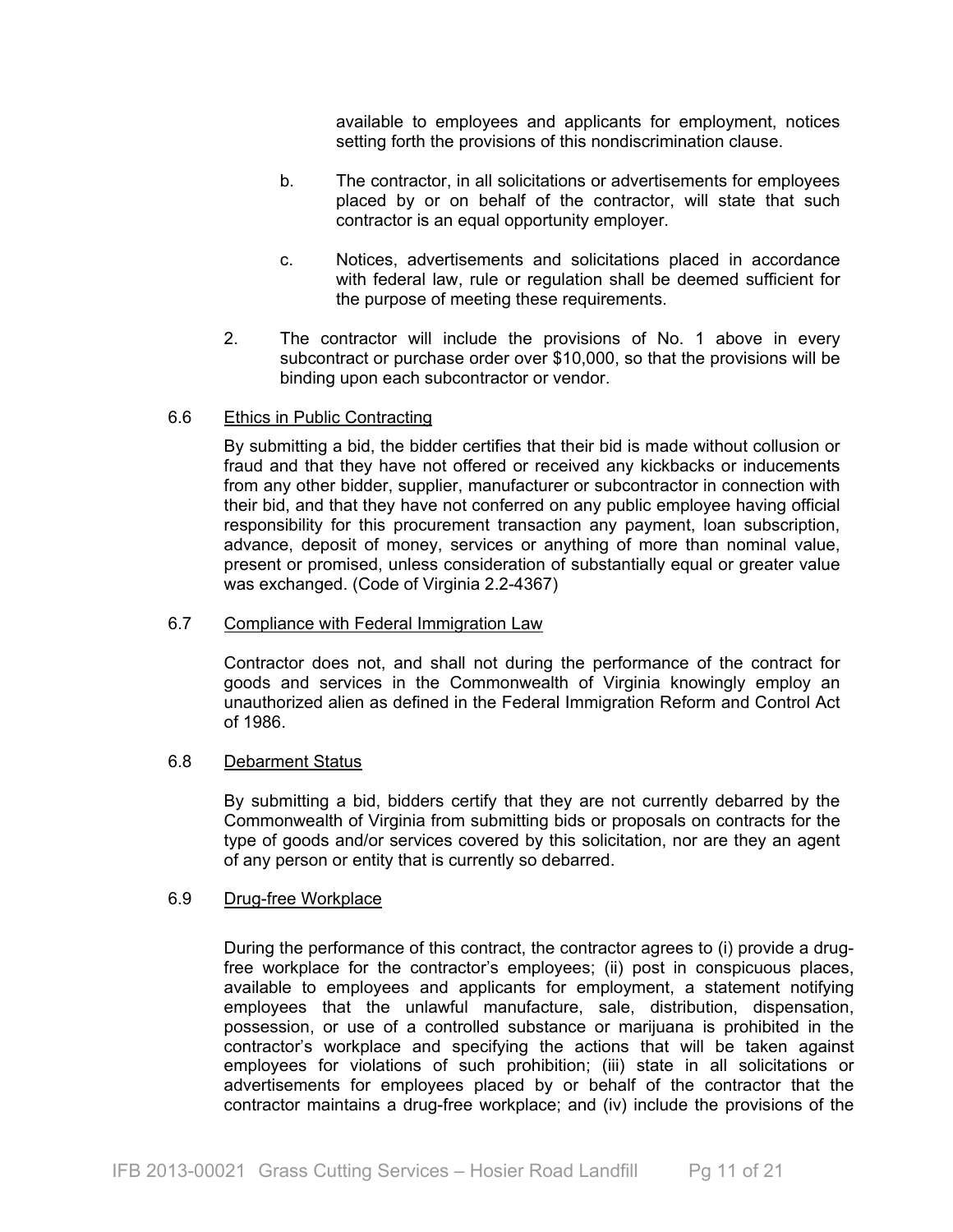available to employees and applicants for employment, notices setting forth the provisions of this nondiscrimination clause.

b. The contractor, in all solicitations or advertisements for employees placed by or on behalf of the contractor, will state that such contractor is an equal opportunity employer.

c. Notices, advertisements and solicitations placed in accordance with federal law, rule or regulation shall be deemed sufficient for the purpose of meeting these requirements.

2. The contractor will include the provisions of No. 1 above in every subcontract or purchase order over $10,000, so that the provisions will be binding upon each subcontractor or vendor.

6.6 Ethics in Public Contracting

By submitting a bid, the bidder certifies that their bid is made without collusion or fraud and that they have not offered or received any kickbacks or inducements from any other bidder, supplier, manufacturer or subcontractor in connection with their bid, and that they have not conferred on any public employee having official responsibility for this procurement transaction any payment, loan subscription, advance, deposit of money, services or anything of more than nominal value, present or promised, unless consideration of substantially equal or greater value was exchanged. (Code of Virginia 2.2-4367)

6.7 Compliance with Federal Immigration Law

Contractor does not, and shall not during the performance of the contract for goods and services in the Commonwealth of Virginia knowingly employ an unauthorized alien as defined in the Federal Immigration Reform and Control Act of 1986.

6.8 Debarment Status

By submitting a bid, bidders certify that they are not currently debarred by the Commonwealth of Virginia from submitting bids or proposals on contracts for the type of goods and/or services covered by this solicitation, nor are they an agent of any person or entity that is currently so debarred.

6.9 Drug-free Workplace

During the performance of this contract, the contractor agrees to (i) provide a drug-free workplace for the contractor's employees; (ii) post in conspicuous places, available to employees and applicants for employment, a statement notifying employees that the unlawful manufacture, sale, distribution, dispensation, possession, or use of a controlled substance or marijuana is prohibited in the contractor's workplace and specifying the actions that will be taken against employees for violations of such prohibition; (iii) state in all solicitations or advertisements for employees placed by or behalf of the contractor that the contractor maintains a drug-free workplace; and (iv) include the provisions of the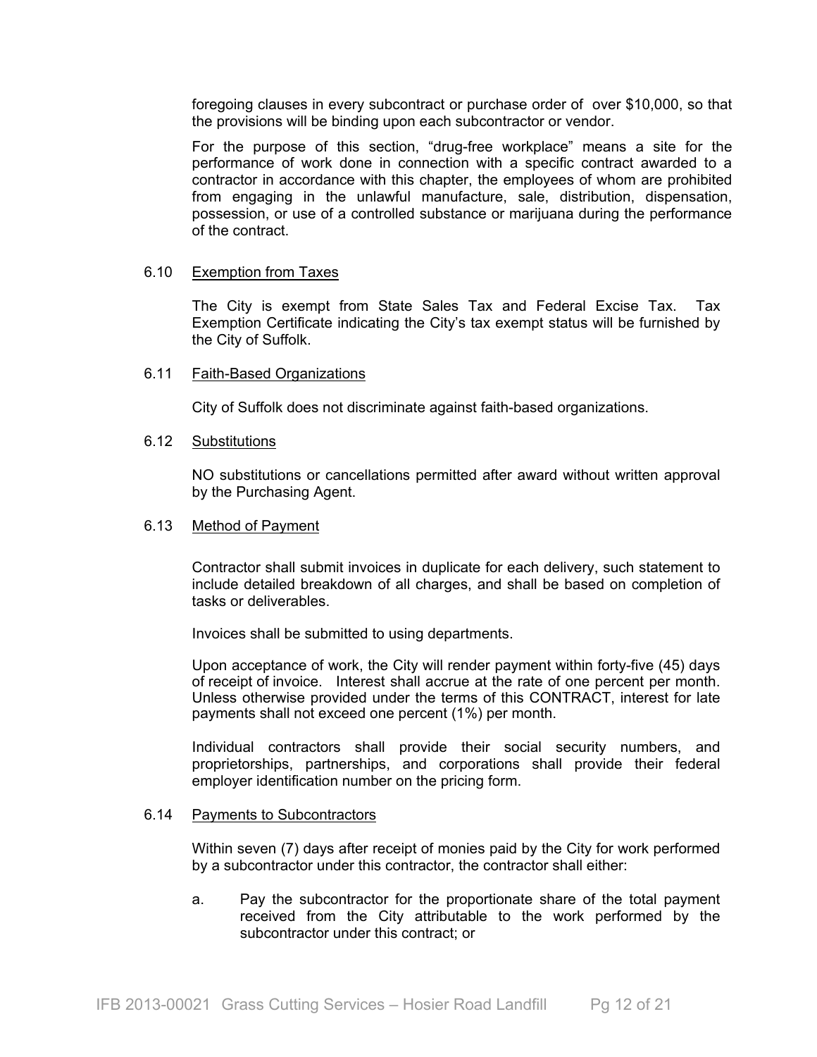foregoing clauses in every subcontract or purchase order of over $10,000, so that the provisions will be binding upon each subcontractor or vendor.

For the purpose of this section, "drug-free workplace" means a site for the performance of work done in connection with a specific contract awarded to a contractor in accordance with this chapter, the employees of whom are prohibited from engaging in the unlawful manufacture, sale, distribution, dispensation, possession, or use of a controlled substance or marijuana during the performance of the contract.

### 6.10 Exemption from Taxes

The City is exempt from State Sales Tax and Federal Excise Tax. Tax Exemption Certificate indicating the City's tax exempt status will be furnished by the City of Suffolk.

### 6.11 Faith-Based Organizations

City of Suffolk does not discriminate against faith-based organizations.

### 6.12 Substitutions

NO substitutions or cancellations permitted after award without written approval by the Purchasing Agent.

### 6.13 Method of Payment

Contractor shall submit invoices in duplicate for each delivery, such statement to include detailed breakdown of all charges, and shall be based on completion of tasks or deliverables.

Invoices shall be submitted to using departments.

Upon acceptance of work, the City will render payment within forty-five (45) days of receipt of invoice. Interest shall accrue at the rate of one percent per month. Unless otherwise provided under the terms of this CONTRACT, interest for late payments shall not exceed one percent (1%) per month.

Individual contractors shall provide their social security numbers, and proprietorships, partnerships, and corporations shall provide their federal employer identification number on the pricing form.

### 6.14 Payments to Subcontractors

Within seven (7) days after receipt of monies paid by the City for work performed by a subcontractor under this contractor, the contractor shall either:

a. Pay the subcontractor for the proportionate share of the total payment received from the City attributable to the work performed by the subcontractor under this contract; or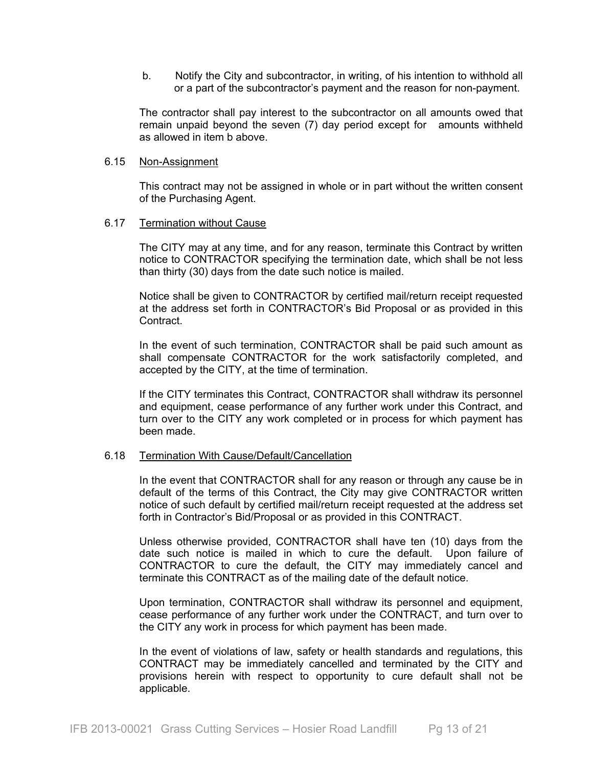b. Notify the City and subcontractor, in writing, of his intention to withhold all or a part of the subcontractor's payment and the reason for non-payment.

The contractor shall pay interest to the subcontractor on all amounts owed that remain unpaid beyond the seven (7) day period except for amounts withheld as allowed in item b above.

### 6.15 Non-Assignment

This contract may not be assigned in whole or in part without the written consent of the Purchasing Agent.

### 6.17 Termination without Cause

The CITY may at any time, and for any reason, terminate this Contract by written notice to CONTRACTOR specifying the termination date, which shall be not less than thirty (30) days from the date such notice is mailed.

Notice shall be given to CONTRACTOR by certified mail/return receipt requested at the address set forth in CONTRACTOR's Bid Proposal or as provided in this Contract.

In the event of such termination, CONTRACTOR shall be paid such amount as shall compensate CONTRACTOR for the work satisfactorily completed, and accepted by the CITY, at the time of termination.

If the CITY terminates this Contract, CONTRACTOR shall withdraw its personnel and equipment, cease performance of any further work under this Contract, and turn over to the CITY any work completed or in process for which payment has been made.

### 6.18 Termination With Cause/Default/Cancellation

In the event that CONTRACTOR shall for any reason or through any cause be in default of the terms of this Contract, the City may give CONTRACTOR written notice of such default by certified mail/return receipt requested at the address set forth in Contractor's Bid/Proposal or as provided in this CONTRACT.

Unless otherwise provided, CONTRACTOR shall have ten (10) days from the date such notice is mailed in which to cure the default. Upon failure of CONTRACTOR to cure the default, the CITY may immediately cancel and terminate this CONTRACT as of the mailing date of the default notice.

Upon termination, CONTRACTOR shall withdraw its personnel and equipment, cease performance of any further work under the CONTRACT, and turn over to the CITY any work in process for which payment has been made.

In the event of violations of law, safety or health standards and regulations, this CONTRACT may be immediately cancelled and terminated by the CITY and provisions herein with respect to opportunity to cure default shall not be applicable.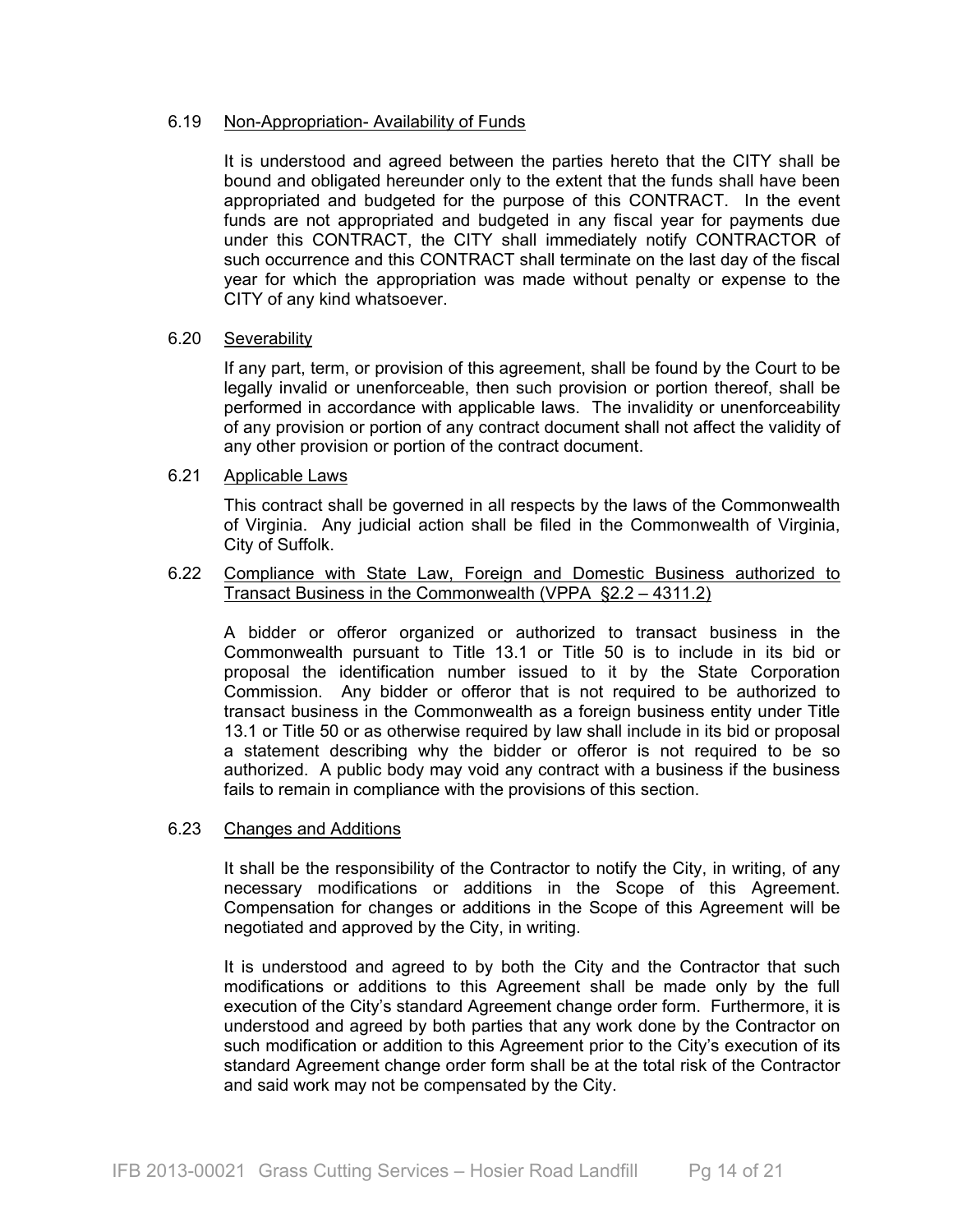### 6.19 Non-Appropriation- Availability of Funds

It is understood and agreed between the parties hereto that the CITY shall be bound and obligated hereunder only to the extent that the funds shall have been appropriated and budgeted for the purpose of this CONTRACT. In the event funds are not appropriated and budgeted in any fiscal year for payments due under this CONTRACT, the CITY shall immediately notify CONTRACTOR of such occurrence and this CONTRACT shall terminate on the last day of the fiscal year for which the appropriation was made without penalty or expense to the CITY of any kind whatsoever.

### 6.20 Severability

If any part, term, or provision of this agreement, shall be found by the Court to be legally invalid or unenforceable, then such provision or portion thereof, shall be performed in accordance with applicable laws. The invalidity or unenforceability of any provision or portion of any contract document shall not affect the validity of any other provision or portion of the contract document.

### 6.21 Applicable Laws

This contract shall be governed in all respects by the laws of the Commonwealth of Virginia. Any judicial action shall be filed in the Commonwealth of Virginia, City of Suffolk.

### 6.22 Compliance with State Law, Foreign and Domestic Business authorized to Transact Business in the Commonwealth (VPPA §2.2 – 4311.2)

A bidder or offeror organized or authorized to transact business in the Commonwealth pursuant to Title 13.1 or Title 50 is to include in its bid or proposal the identification number issued to it by the State Corporation Commission. Any bidder or offeror that is not required to be authorized to transact business in the Commonwealth as a foreign business entity under Title 13.1 or Title 50 or as otherwise required by law shall include in its bid or proposal a statement describing why the bidder or offeror is not required to be so authorized. A public body may void any contract with a business if the business fails to remain in compliance with the provisions of this section.

### 6.23 Changes and Additions

It shall be the responsibility of the Contractor to notify the City, in writing, of any necessary modifications or additions in the Scope of this Agreement. Compensation for changes or additions in the Scope of this Agreement will be negotiated and approved by the City, in writing.

It is understood and agreed to by both the City and the Contractor that such modifications or additions to this Agreement shall be made only by the full execution of the City's standard Agreement change order form. Furthermore, it is understood and agreed by both parties that any work done by the Contractor on such modification or addition to this Agreement prior to the City's execution of its standard Agreement change order form shall be at the total risk of the Contractor and said work may not be compensated by the City.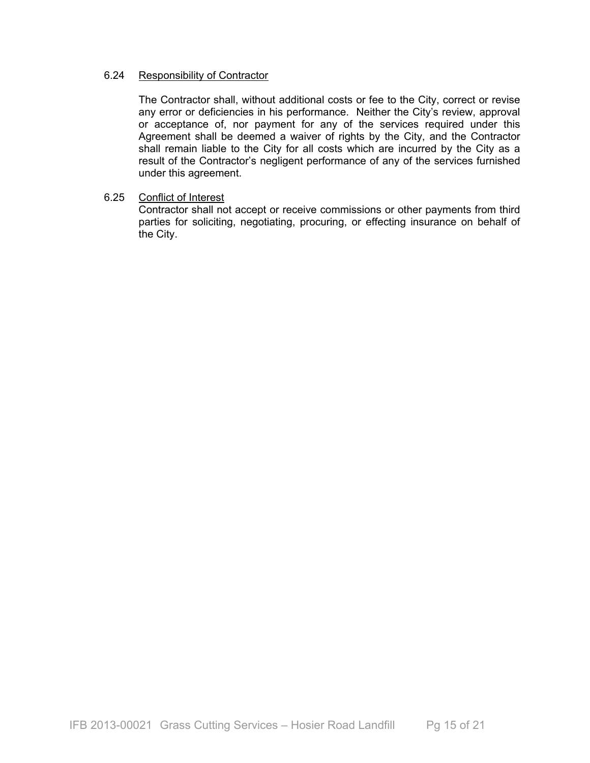### 6.24 Responsibility of Contractor

The Contractor shall, without additional costs or fee to the City, correct or revise any error or deficiencies in his performance. Neither the City's review, approval or acceptance of, nor payment for any of the services required under this Agreement shall be deemed a waiver of rights by the City, and the Contractor shall remain liable to the City for all costs which are incurred by the City as a result of the Contractor's negligent performance of any of the services furnished under this agreement.

### 6.25 Conflict of Interest

Contractor shall not accept or receive commissions or other payments from third parties for soliciting, negotiating, procuring, or effecting insurance on behalf of the City.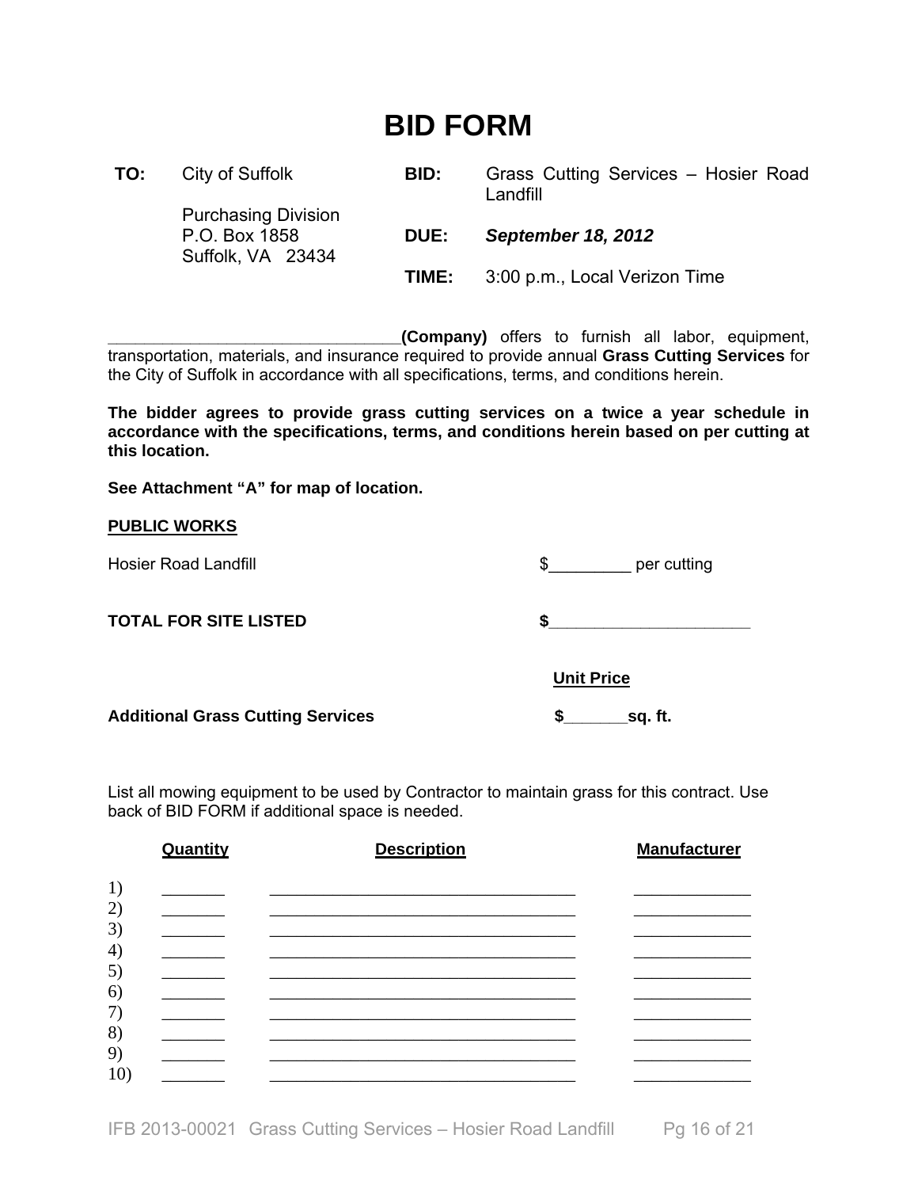# BID FORM

| | | | |
|---|---|---|---|
| **TO:** | City of Suffolk<br>Purchasing Division<br>P.O. Box 1858<br>Suffolk, VA 23434 | **BID:** | Grass Cutting Services – Hosier Road Landfill |
| | | **DUE:** | ***September 18, 2012*** |
| | | **TIME:** | 3:00 p.m., Local Verizon Time |

_______________________________**(Company)** offers to furnish all labor, equipment, transportation, materials, and insurance required to provide annual **Grass Cutting Services** for the City of Suffolk in accordance with all specifications, terms, and conditions herein.

**The bidder agrees to provide grass cutting services on a twice a year schedule in accordance with the specifications, terms, and conditions herein based on per cutting at this location.**

**See Attachment "A" for map of location.**

**PUBLIC WORKS**

Hosier Road Landfill $_________ per cutting

**TOTAL FOR SITE LISTED** **$_______________________**

**Unit Price**

**Additional Grass Cutting Services** **$_______sq. ft.**

List all mowing equipment to be used by Contractor to maintain grass for this contract. Use back of BID FORM if additional space is needed.

| | Quantity | Description | Manufacturer |
|---|---|---|---|
| 1) | _______ | __________________________________ | _____________ |
| 2) | _______ | __________________________________ | _____________ |
| 3) | _______ | __________________________________ | _____________ |
| 4) | _______ | __________________________________ | _____________ |
| 5) | _______ | __________________________________ | _____________ |
| 6) | _______ | __________________________________ | _____________ |
| 7) | _______ | __________________________________ | _____________ |
| 8) | _______ | __________________________________ | _____________ |
| 9) | _______ | __________________________________ | _____________ |
| 10) | _______ | __________________________________ | _____________ |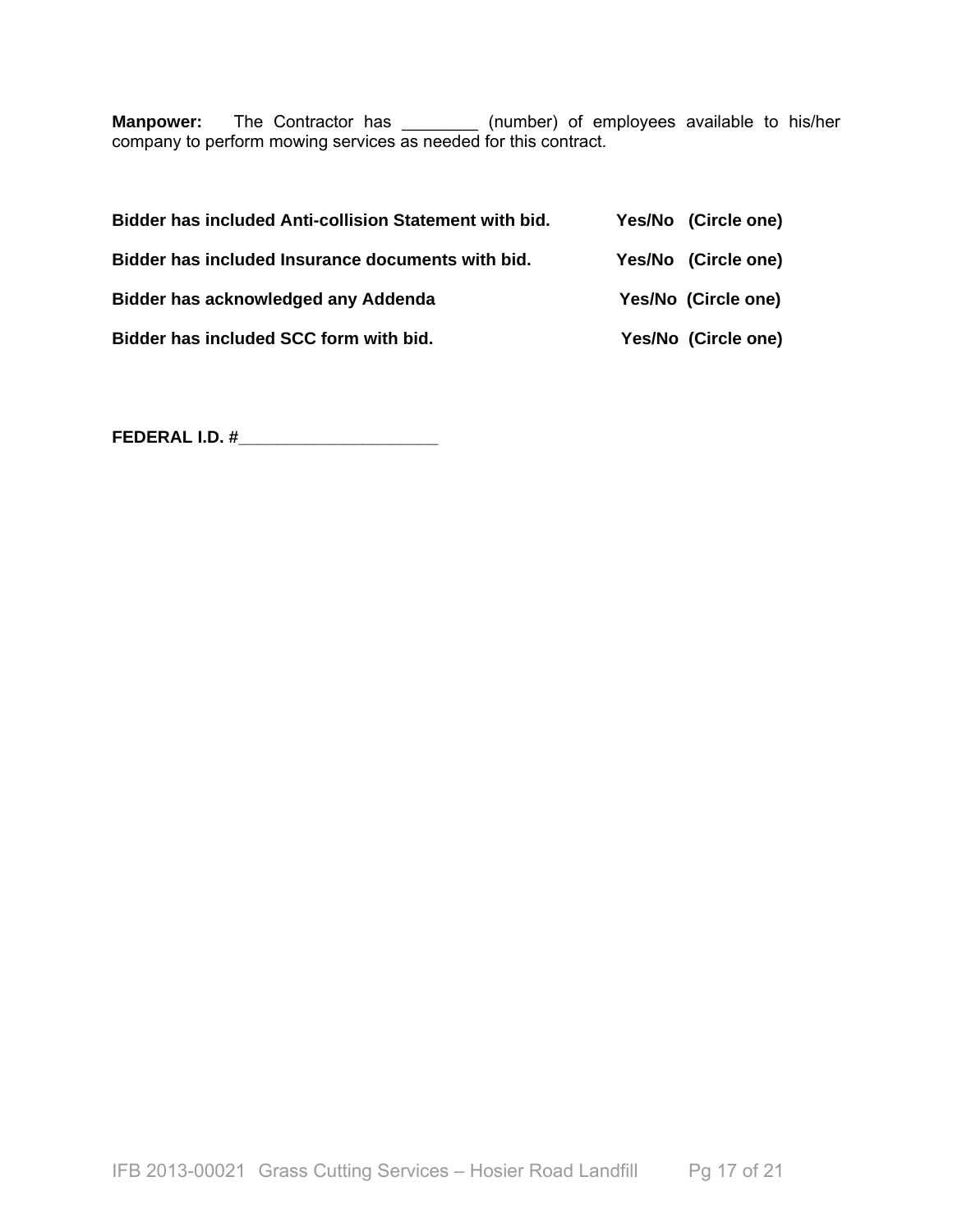**Manpower:** The Contractor has ________ (number) of employees available to his/her company to perform mowing services as needed for this contract.

**Bidder has included Anti-collision Statement with bid.** **Yes/No (Circle one)**

**Bidder has included Insurance documents with bid.** **Yes/No (Circle one)**

**Bidder has acknowledged any Addenda** **Yes/No (Circle one)**

**Bidder has included SCC form with bid.** **Yes/No (Circle one)**

**FEDERAL I.D. #_____________________**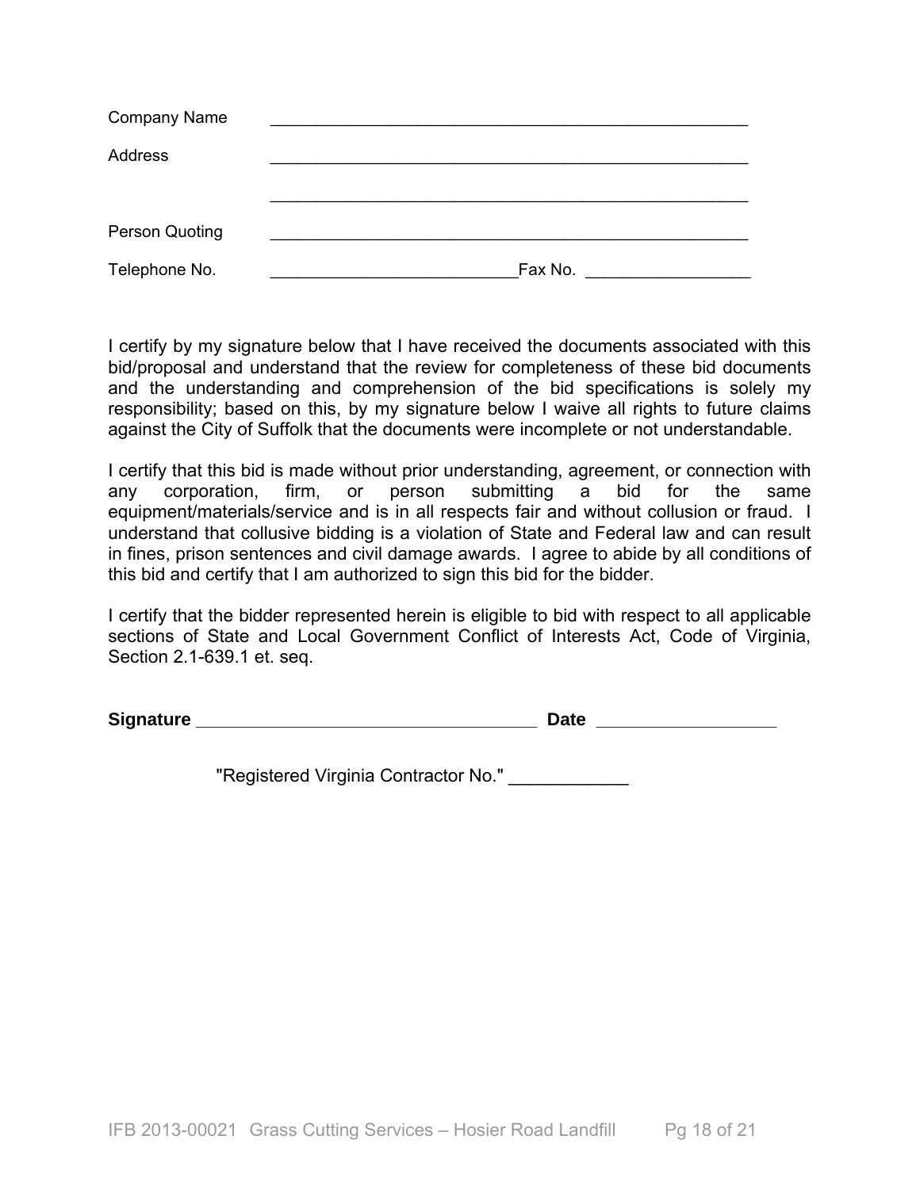Company Name ______________________________________________________

Address ______________________________________________________

______________________________________________________

Person Quoting ______________________________________________________

Telephone No. ___________________________Fax No. _________________

I certify by my signature below that I have received the documents associated with this bid/proposal and understand that the review for completeness of these bid documents and the understanding and comprehension of the bid specifications is solely my responsibility; based on this, by my signature below I waive all rights to future claims against the City of Suffolk that the documents were incomplete or not understandable.

I certify that this bid is made without prior understanding, agreement, or connection with any corporation, firm, or person submitting a bid for the same equipment/materials/service and is in all respects fair and without collusion or fraud. I understand that collusive bidding is a violation of State and Federal law and can result in fines, prison sentences and civil damage awards. I agree to abide by all conditions of this bid and certify that I am authorized to sign this bid for the bidder.

I certify that the bidder represented herein is eligible to bid with respect to all applicable sections of State and Local Government Conflict of Interests Act, Code of Virginia, Section 2.1-639.1 et. seq.

**Signature** ___________________________________ **Date** __________________

"Registered Virginia Contractor No." ____________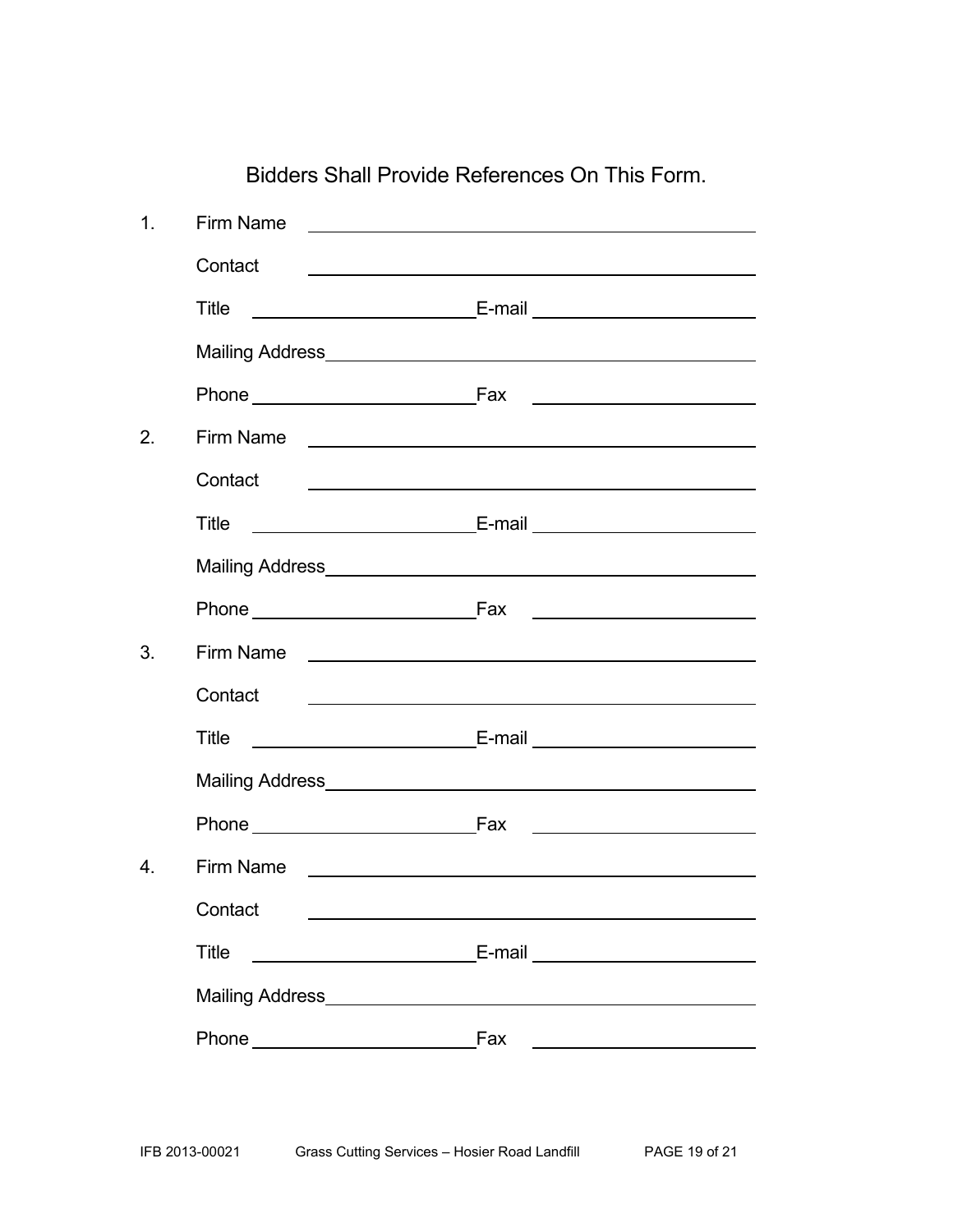Bidders Shall Provide References On This Form.

1. Firm Name \_\_\_\_\_\_\_\_\_\_\_\_\_\_\_\_\_\_\_\_\_\_\_\_\_\_\_\_\_\_\_\_\_\_\_\_\_\_\_\_

   Contact \_\_\_\_\_\_\_\_\_\_\_\_\_\_\_\_\_\_\_\_\_\_\_\_\_\_\_\_\_\_\_\_\_\_\_\_\_\_\_\_

   Title \_\_\_\_\_\_\_\_\_\_\_\_\_\_\_\_\_\_\_\_ E-mail \_\_\_\_\_\_\_\_\_\_\_\_\_\_\_\_\_\_\_\_

   Mailing Address \_\_\_\_\_\_\_\_\_\_\_\_\_\_\_\_\_\_\_\_\_\_\_\_\_\_\_\_\_\_\_\_\_\_\_\_\_\_\_\_

   Phone \_\_\_\_\_\_\_\_\_\_\_\_\_\_\_\_\_\_\_\_ Fax \_\_\_\_\_\_\_\_\_\_\_\_\_\_\_\_\_\_\_\_

2. Firm Name \_\_\_\_\_\_\_\_\_\_\_\_\_\_\_\_\_\_\_\_\_\_\_\_\_\_\_\_\_\_\_\_\_\_\_\_\_\_\_\_

   Contact \_\_\_\_\_\_\_\_\_\_\_\_\_\_\_\_\_\_\_\_\_\_\_\_\_\_\_\_\_\_\_\_\_\_\_\_\_\_\_\_

   Title \_\_\_\_\_\_\_\_\_\_\_\_\_\_\_\_\_\_\_\_ E-mail \_\_\_\_\_\_\_\_\_\_\_\_\_\_\_\_\_\_\_\_

   Mailing Address \_\_\_\_\_\_\_\_\_\_\_\_\_\_\_\_\_\_\_\_\_\_\_\_\_\_\_\_\_\_\_\_\_\_\_\_\_\_\_\_

   Phone \_\_\_\_\_\_\_\_\_\_\_\_\_\_\_\_\_\_\_\_ Fax \_\_\_\_\_\_\_\_\_\_\_\_\_\_\_\_\_\_\_\_

3. Firm Name \_\_\_\_\_\_\_\_\_\_\_\_\_\_\_\_\_\_\_\_\_\_\_\_\_\_\_\_\_\_\_\_\_\_\_\_\_\_\_\_

   Contact \_\_\_\_\_\_\_\_\_\_\_\_\_\_\_\_\_\_\_\_\_\_\_\_\_\_\_\_\_\_\_\_\_\_\_\_\_\_\_\_

   Title \_\_\_\_\_\_\_\_\_\_\_\_\_\_\_\_\_\_\_\_ E-mail \_\_\_\_\_\_\_\_\_\_\_\_\_\_\_\_\_\_\_\_

   Mailing Address \_\_\_\_\_\_\_\_\_\_\_\_\_\_\_\_\_\_\_\_\_\_\_\_\_\_\_\_\_\_\_\_\_\_\_\_\_\_\_\_

   Phone \_\_\_\_\_\_\_\_\_\_\_\_\_\_\_\_\_\_\_\_ Fax \_\_\_\_\_\_\_\_\_\_\_\_\_\_\_\_\_\_\_\_

4. Firm Name \_\_\_\_\_\_\_\_\_\_\_\_\_\_\_\_\_\_\_\_\_\_\_\_\_\_\_\_\_\_\_\_\_\_\_\_\_\_\_\_

   Contact \_\_\_\_\_\_\_\_\_\_\_\_\_\_\_\_\_\_\_\_\_\_\_\_\_\_\_\_\_\_\_\_\_\_\_\_\_\_\_\_

   Title \_\_\_\_\_\_\_\_\_\_\_\_\_\_\_\_\_\_\_\_ E-mail \_\_\_\_\_\_\_\_\_\_\_\_\_\_\_\_\_\_\_\_

   Mailing Address \_\_\_\_\_\_\_\_\_\_\_\_\_\_\_\_\_\_\_\_\_\_\_\_\_\_\_\_\_\_\_\_\_\_\_\_\_\_\_\_

   Phone \_\_\_\_\_\_\_\_\_\_\_\_\_\_\_\_\_\_\_\_ Fax \_\_\_\_\_\_\_\_\_\_\_\_\_\_\_\_\_\_\_\_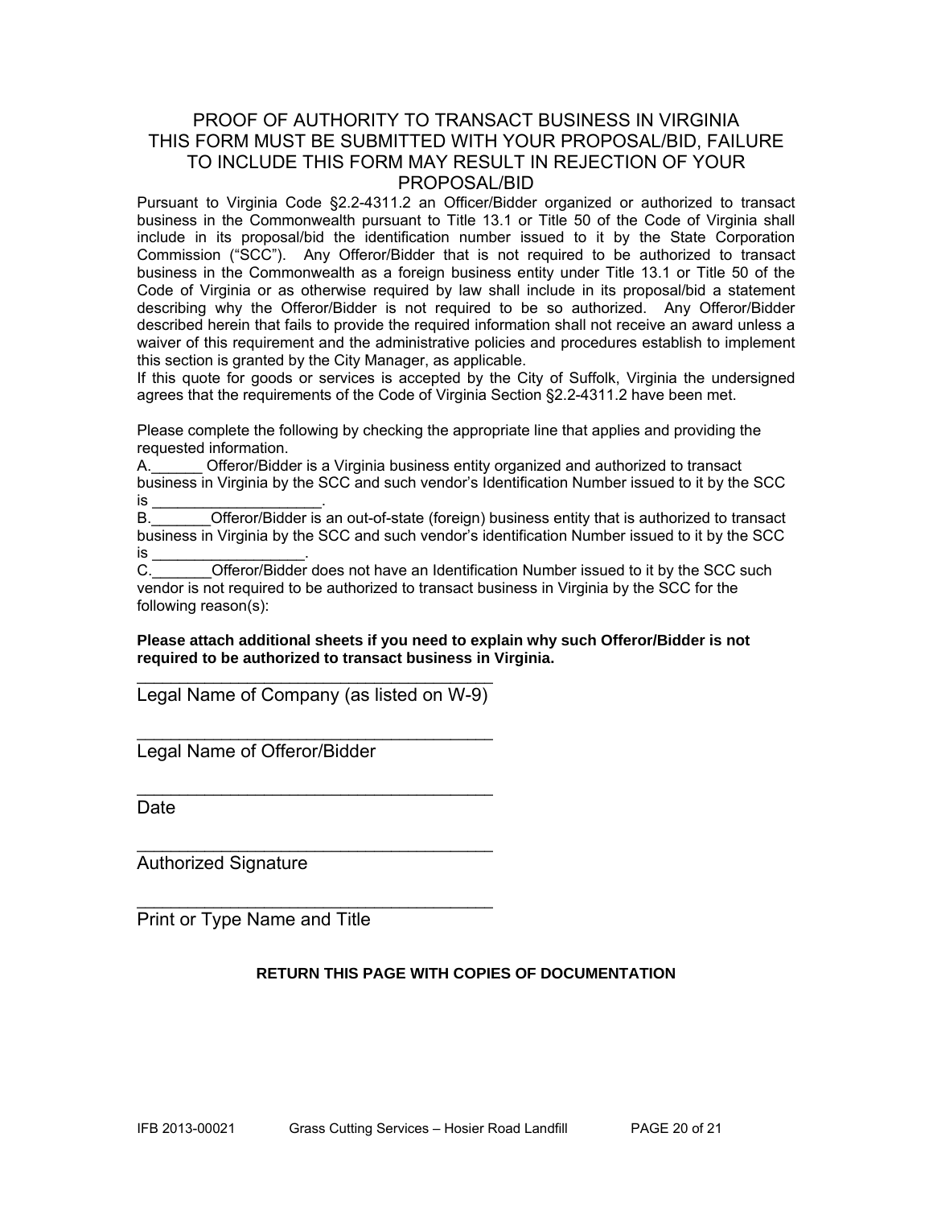# PROOF OF AUTHORITY TO TRANSACT BUSINESS IN VIRGINIA THIS FORM MUST BE SUBMITTED WITH YOUR PROPOSAL/BID, FAILURE TO INCLUDE THIS FORM MAY RESULT IN REJECTION OF YOUR PROPOSAL/BID

Pursuant to Virginia Code §2.2-4311.2 an Officer/Bidder organized or authorized to transact business in the Commonwealth pursuant to Title 13.1 or Title 50 of the Code of Virginia shall include in its proposal/bid the identification number issued to it by the State Corporation Commission ("SCC"). Any Offeror/Bidder that is not required to be authorized to transact business in the Commonwealth as a foreign business entity under Title 13.1 or Title 50 of the Code of Virginia or as otherwise required by law shall include in its proposal/bid a statement describing why the Offeror/Bidder is not required to be so authorized. Any Offeror/Bidder described herein that fails to provide the required information shall not receive an award unless a waiver of this requirement and the administrative policies and procedures establish to implement this section is granted by the City Manager, as applicable.

If this quote for goods or services is accepted by the City of Suffolk, Virginia the undersigned agrees that the requirements of the Code of Virginia Section §2.2-4311.2 have been met.

Please complete the following by checking the appropriate line that applies and providing the requested information.

A.______ Offeror/Bidder is a Virginia business entity organized and authorized to transact business in Virginia by the SCC and such vendor's Identification Number issued to it by the SCC is ____________________.

B._______Offeror/Bidder is an out-of-state (foreign) business entity that is authorized to transact business in Virginia by the SCC and such vendor's identification Number issued to it by the SCC is __________________.

C._______Offeror/Bidder does not have an Identification Number issued to it by the SCC such vendor is not required to be authorized to transact business in Virginia by the SCC for the following reason(s):

**Please attach additional sheets if you need to explain why such Offeror/Bidder is not required to be authorized to transact business in Virginia.**

_____________________________________
Legal Name of Company (as listed on W-9)

_____________________________________
Legal Name of Offeror/Bidder

_____________________________________
Date

_____________________________________
Authorized Signature

_____________________________________
Print or Type Name and Title

**RETURN THIS PAGE WITH COPIES OF DOCUMENTATION**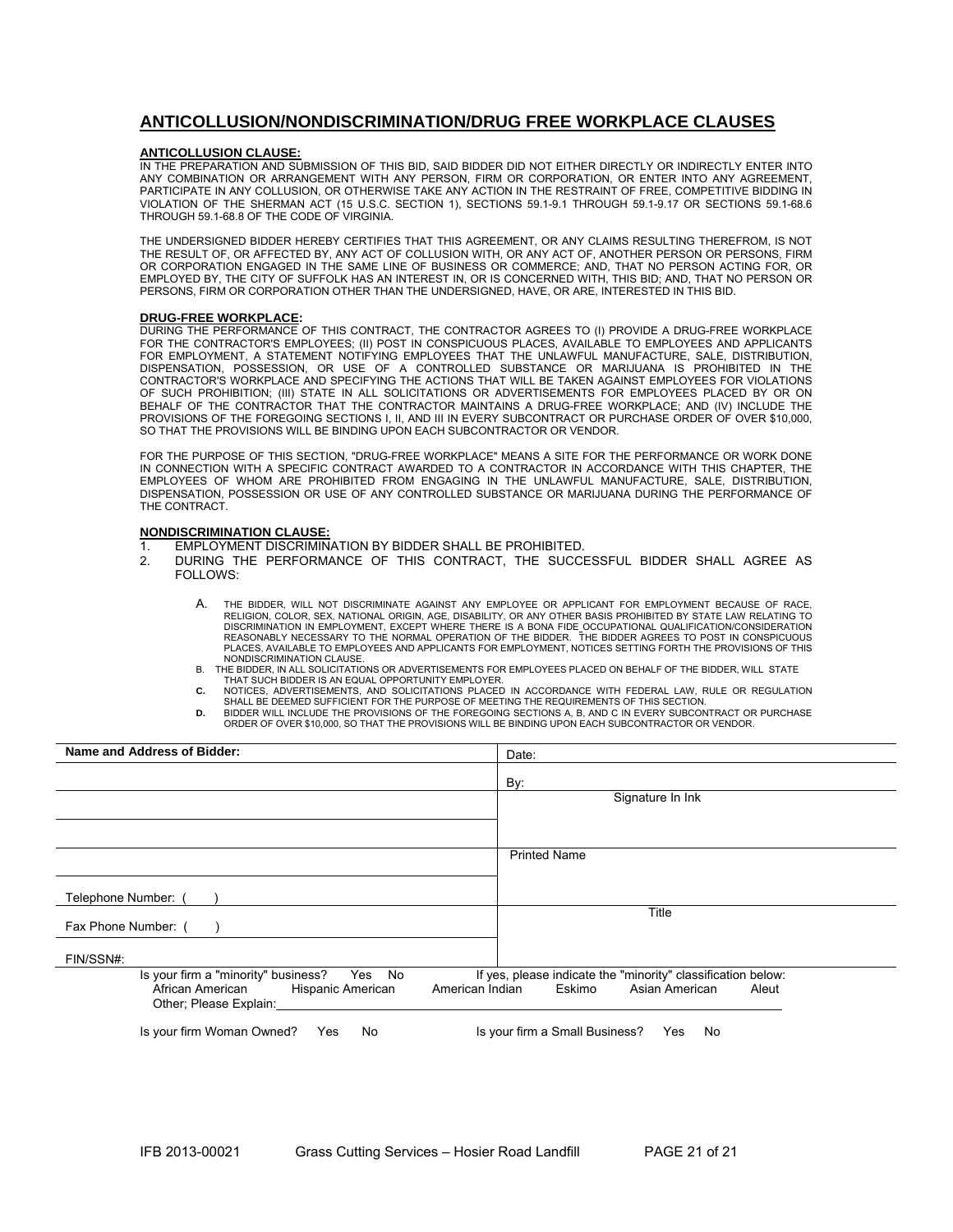## ANTICOLLUSION/NONDISCRIMINATION/DRUG FREE WORKPLACE CLAUSES

**ANTICOLLUSION CLAUSE:**

IN THE PREPARATION AND SUBMISSION OF THIS BID, SAID BIDDER DID NOT EITHER DIRECTLY OR INDIRECTLY ENTER INTO ANY COMBINATION OR ARRANGEMENT WITH ANY PERSON, FIRM OR CORPORATION, OR ENTER INTO ANY AGREEMENT, PARTICIPATE IN ANY COLLUSION, OR OTHERWISE TAKE ANY ACTION IN THE RESTRAINT OF FREE, COMPETITIVE BIDDING IN VIOLATION OF THE SHERMAN ACT (15 U.S.C. SECTION 1), SECTIONS 59.1-9.1 THROUGH 59.1-9.17 OR SECTIONS 59.1-68.6 THROUGH 59.1-68.8 OF THE CODE OF VIRGINIA.

THE UNDERSIGNED BIDDER HEREBY CERTIFIES THAT THIS AGREEMENT, OR ANY CLAIMS RESULTING THEREFROM, IS NOT THE RESULT OF, OR AFFECTED BY, ANY ACT OF COLLUSION WITH, OR ANY ACT OF, ANOTHER PERSON OR PERSONS, FIRM OR CORPORATION ENGAGED IN THE SAME LINE OF BUSINESS OR COMMERCE; AND, THAT NO PERSON ACTING FOR, OR EMPLOYED BY, THE CITY OF SUFFOLK HAS AN INTEREST IN, OR IS CONCERNED WITH, THIS BID; AND, THAT NO PERSON OR PERSONS, FIRM OR CORPORATION OTHER THAN THE UNDERSIGNED, HAVE, OR ARE, INTERESTED IN THIS BID.

**DRUG-FREE WORKPLACE:**

DURING THE PERFORMANCE OF THIS CONTRACT, THE CONTRACTOR AGREES TO (I) PROVIDE A DRUG-FREE WORKPLACE FOR THE CONTRACTOR'S EMPLOYEES; (II) POST IN CONSPICUOUS PLACES, AVAILABLE TO EMPLOYEES AND APPLICANTS FOR EMPLOYMENT, A STATEMENT NOTIFYING EMPLOYEES THAT THE UNLAWFUL MANUFACTURE, SALE, DISTRIBUTION, DISPENSATION, POSSESSION, OR USE OF A CONTROLLED SUBSTANCE OR MARIJUANA IS PROHIBITED IN THE CONTRACTOR'S WORKPLACE AND SPECIFYING THE ACTIONS THAT WILL BE TAKEN AGAINST EMPLOYEES FOR VIOLATIONS OF SUCH PROHIBITION; (III) STATE IN ALL SOLICITATIONS OR ADVERTISEMENTS FOR EMPLOYEES PLACED BY OR ON BEHALF OF THE CONTRACTOR THAT THE CONTRACTOR MAINTAINS A DRUG-FREE WORKPLACE; AND (IV) INCLUDE THE PROVISIONS OF THE FOREGOING SECTIONS I, II, AND III IN EVERY SUBCONTRACT OR PURCHASE ORDER OF OVER $10,000, SO THAT THE PROVISIONS WILL BE BINDING UPON EACH SUBCONTRACTOR OR VENDOR.

FOR THE PURPOSE OF THIS SECTION, "DRUG-FREE WORKPLACE" MEANS A SITE FOR THE PERFORMANCE OR WORK DONE IN CONNECTION WITH A SPECIFIC CONTRACT AWARDED TO A CONTRACTOR IN ACCORDANCE WITH THIS CHAPTER, THE EMPLOYEES OF WHOM ARE PROHIBITED FROM ENGAGING IN THE UNLAWFUL MANUFACTURE, SALE, DISTRIBUTION, DISPENSATION, POSSESSION OR USE OF ANY CONTROLLED SUBSTANCE OR MARIJUANA DURING THE PERFORMANCE OF THE CONTRACT.

**NONDISCRIMINATION CLAUSE:**

1. EMPLOYMENT DISCRIMINATION BY BIDDER SHALL BE PROHIBITED.
2. DURING THE PERFORMANCE OF THIS CONTRACT, THE SUCCESSFUL BIDDER SHALL AGREE AS FOLLOWS:

   A. THE BIDDER, WILL NOT DISCRIMINATE AGAINST ANY EMPLOYEE OR APPLICANT FOR EMPLOYMENT BECAUSE OF RACE, RELIGION, COLOR, SEX, NATIONAL ORIGIN, AGE, DISABILITY, OR ANY OTHER BASIS PROHIBITED BY STATE LAW RELATING TO DISCRIMINATION IN EMPLOYMENT, EXCEPT WHERE THERE IS A BONA FIDE OCCUPATIONAL QUALIFICATION/CONSIDERATION REASONABLY NECESSARY TO THE NORMAL OPERATION OF THE BIDDER. THE BIDDER AGREES TO POST IN CONSPICUOUS PLACES, AVAILABLE TO EMPLOYEES AND APPLICANTS FOR EMPLOYMENT, NOTICES SETTING FORTH THE PROVISIONS OF THIS NONDISCRIMINATION CLAUSE.

   B. THE BIDDER, IN ALL SOLICITATIONS OR ADVERTISEMENTS FOR EMPLOYEES PLACED ON BEHALF OF THE BIDDER, WILL STATE THAT SUCH BIDDER IS AN EQUAL OPPORTUNITY EMPLOYER.

   C. NOTICES, ADVERTISEMENTS, AND SOLICITATIONS PLACED IN ACCORDANCE WITH FEDERAL LAW, RULE OR REGULATION SHALL BE DEEMED SUFFICIENT FOR THE PURPOSE OF MEETING THE REQUIREMENTS OF THIS SECTION.

   D. BIDDER WILL INCLUDE THE PROVISIONS OF THE FOREGOING SECTIONS A, B, AND C IN EVERY SUBCONTRACT OR PURCHASE ORDER OF OVER $10,000, SO THAT THE PROVISIONS WILL BE BINDING UPON EACH SUBCONTRACTOR OR VENDOR.

| Name and Address of Bidder: | Date: |
|---|---|
| | By: |
| | Signature In Ink |
| | |
| | Printed Name |
| Telephone Number: (     ) | |
| Fax Phone Number: (     ) | Title |
| FIN/SSN#: | |

Is your firm a "minority" business? Yes No

If yes, please indicate the "minority" classification below:

African American   Hispanic American   American Indian   Eskimo   Asian American   Aleut

Other; Please Explain:\_\_\_\_\_\_\_\_\_\_\_\_\_\_\_\_\_\_\_\_

Is your firm Woman Owned? Yes No

Is your firm a Small Business? Yes No